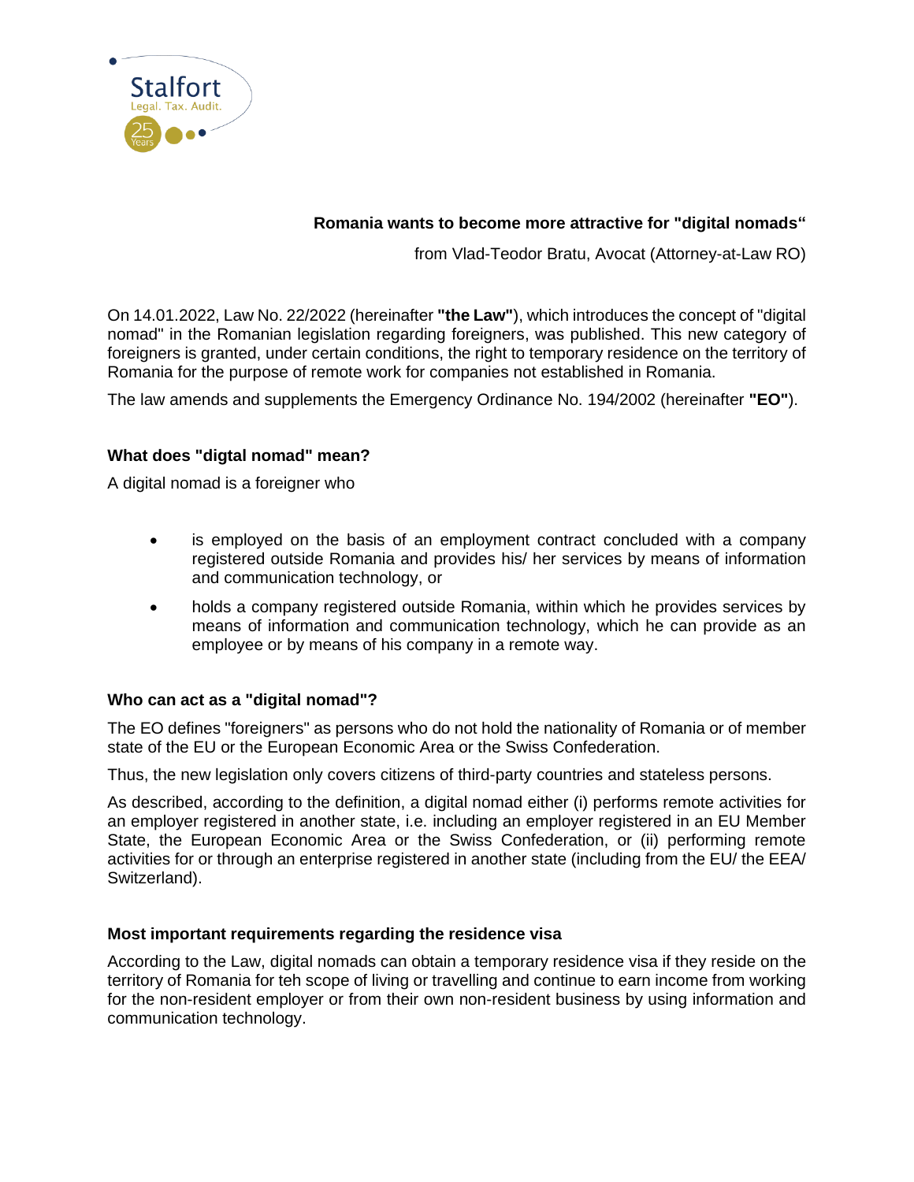## Romania wants to become more attractive for "digital nomads"

from Vlad-Teodor Bratu, Avocat (Attorney-at-Law RO)

On 14.01.2022, Law No. 22/2022 (hereinafter **"the Law"**), which introduces the concept of "digital nomad" in the Romanian legislation regarding foreigners, was published. This new category of foreigners is granted, under certain conditions, the right to temporary residence on the territory of Romania for the purpose of remote work for companies not established in Romania.

The law amends and supplements the Emergency Ordinance No. 194/2002 (hereinafter **"EO"**).

### What does "digtal nomad" mean?

A digital nomad is a foreigner who

- is employed on the basis of an employment contract concluded with a company registered outside Romania and provides his/ her services by means of information and communication technology, or
- holds a company registered outside Romania, within which he provides services by means of information and communication technology, which he can provide as an employee or by means of his company in a remote way.

### Who can act as a "digital nomad"?

The EO defines "foreigners" as persons who do not hold the nationality of Romania or of member state of the EU or the European Economic Area or the Swiss Confederation.

Thus, the new legislation only covers citizens of third-party countries and stateless persons.

As described, according to the definition, a digital nomad either (i) performs remote activities for an employer registered in another state, i.e. including an employer registered in an EU Member State, the European Economic Area or the Swiss Confederation, or (ii) performing remote activities for or through an enterprise registered in another state (including from the EU/ the EEA/ Switzerland).

### Most important requirements regarding the residence visa

According to the Law, digital nomads can obtain a temporary residence visa if they reside on the territory of Romania for teh scope of living or travelling and continue to earn income from working for the non-resident employer or from their own non-resident business by using information and communication technology.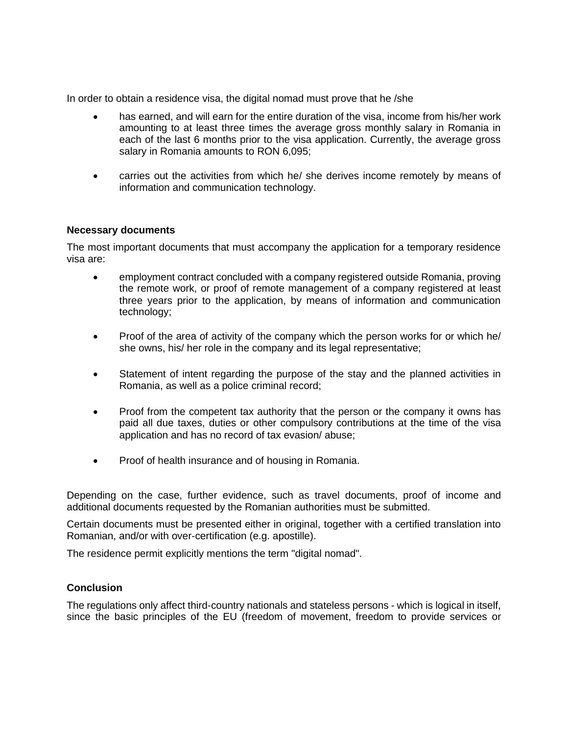In order to obtain a residence visa, the digital nomad must prove that he /she

- has earned, and will earn for the entire duration of the visa, income from his/her work amounting to at least three times the average gross monthly salary in Romania in each of the last 6 months prior to the visa application. Currently, the average gross salary in Romania amounts to RON 6,095;

- carries out the activities from which he/ she derives income remotely by means of information and communication technology.

**Necessary documents**

The most important documents that must accompany the application for a temporary residence visa are:

- employment contract concluded with a company registered outside Romania, proving the remote work, or proof of remote management of a company registered at least three years prior to the application, by means of information and communication technology;

- Proof of the area of activity of the company which the person works for or which he/ she owns, his/ her role in the company and its legal representative;

- Statement of intent regarding the purpose of the stay and the planned activities in Romania, as well as a police criminal record;

- Proof from the competent tax authority that the person or the company it owns has paid all due taxes, duties or other compulsory contributions at the time of the visa application and has no record of tax evasion/ abuse;

- Proof of health insurance and of housing in Romania.

Depending on the case, further evidence, such as travel documents, proof of income and additional documents requested by the Romanian authorities must be submitted.

Certain documents must be presented either in original, together with a certified translation into Romanian, and/or with over-certification (e.g. apostille).

The residence permit explicitly mentions the term "digital nomad".

**Conclusion**

The regulations only affect third-country nationals and stateless persons - which is logical in itself, since the basic principles of the EU (freedom of movement, freedom to provide services or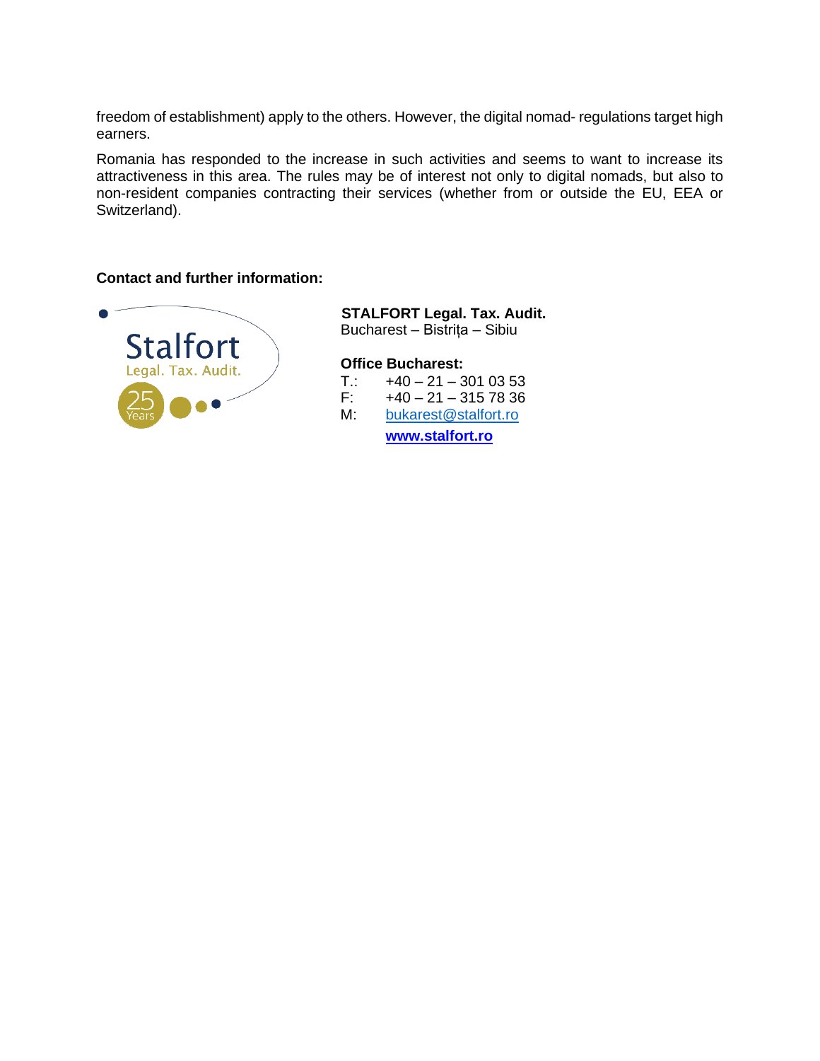freedom of establishment) apply to the others. However, the digital nomad- regulations target high earners.

Romania has responded to the increase in such activities and seems to want to increase its attractiveness in this area. The rules may be of interest not only to digital nomads, but also to non-resident companies contracting their services (whether from or outside the EU, EEA or Switzerland).

**Contact and further information:**

**STALFORT Legal. Tax. Audit.**
Bucharest – Bistrița – Sibiu

**Office Bucharest:**

T.: +40 – 21 – 301 03 53
F: +40 – 21 – 315 78 36
M: bukarest@stalfort.ro

**www.stalfort.ro**